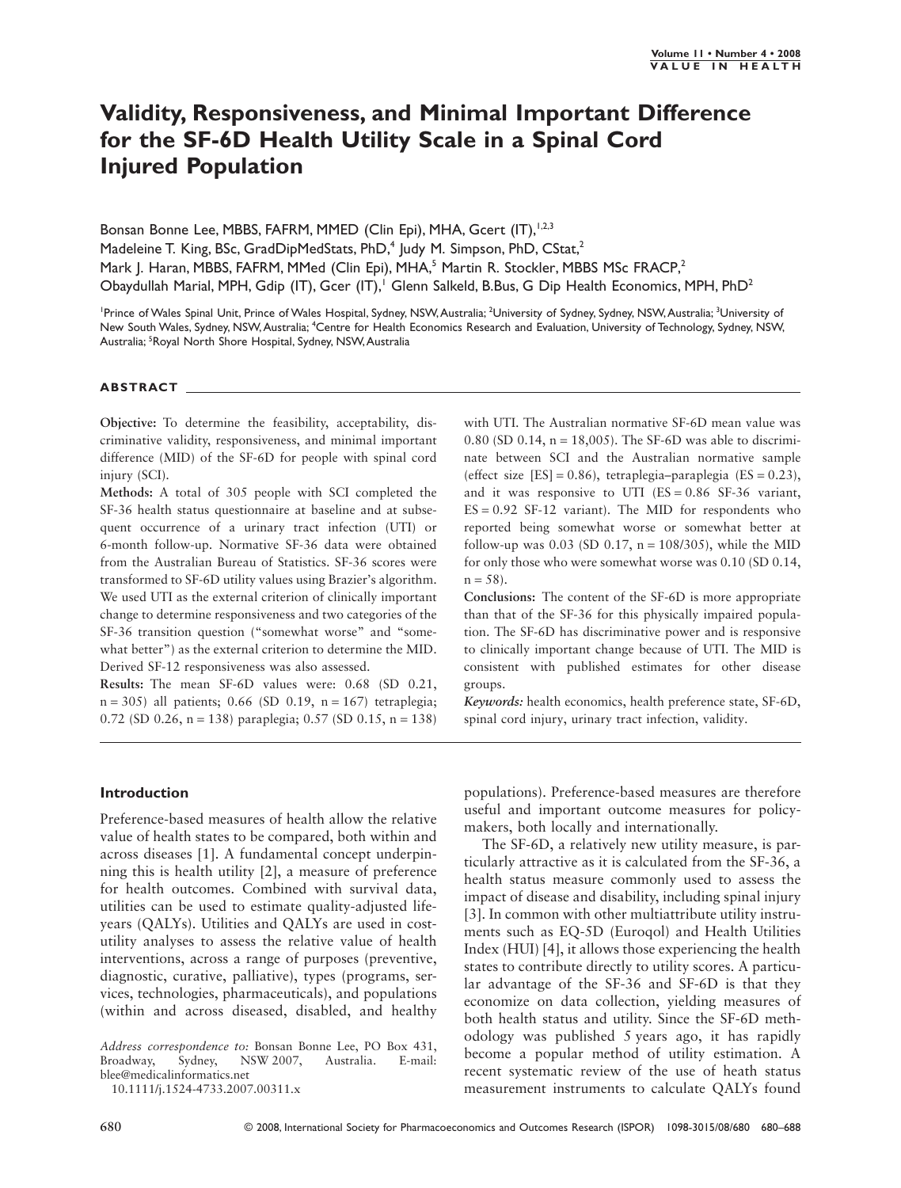# Validity, Responsiveness, and Minimal Important Difference for the SF-6D Health Utility Scale in a Spinal Cord Injured Population

Bonsan Bonne Lee, MBBS, FAFRM, MMED (Clin Epi), MHA, Gcert (IT),[1,2,3]
Madeleine T. King, BSc, GradDipMedStats, PhD,[4] Judy M. Simpson, PhD, CStat,[2]
Mark J. Haran, MBBS, FAFRM, MMed (Clin Epi), MHA,[5] Martin R. Stockler, MBBS MSc FRACP,[2]
Obaydullah Marial, MPH, Gdip (IT), Gcer (IT),[1] Glenn Salkeld, B.Bus, G Dip Health Economics, MPH, PhD[2]

[1]Prince of Wales Spinal Unit, Prince of Wales Hospital, Sydney, NSW, Australia; [2]University of Sydney, Sydney, NSW, Australia; [3]University of New South Wales, Sydney, NSW, Australia; [4]Centre for Health Economics Research and Evaluation, University of Technology, Sydney, NSW, Australia; [5]Royal North Shore Hospital, Sydney, NSW, Australia

## ABSTRACT

**Objective:** To determine the feasibility, acceptability, discriminative validity, responsiveness, and minimal important difference (MID) of the SF-6D for people with spinal cord injury (SCI).

**Methods:** A total of 305 people with SCI completed the SF-36 health status questionnaire at baseline and at subsequent occurrence of a urinary tract infection (UTI) or 6-month follow-up. Normative SF-36 data were obtained from the Australian Bureau of Statistics. SF-36 scores were transformed to SF-6D utility values using Brazier's algorithm. We used UTI as the external criterion of clinically important change to determine responsiveness and two categories of the SF-36 transition question ("somewhat worse" and "somewhat better") as the external criterion to determine the MID. Derived SF-12 responsiveness was also assessed.

**Results:** The mean SF-6D values were: 0.68 (SD 0.21, n = 305) all patients; 0.66 (SD 0.19, n = 167) tetraplegia; 0.72 (SD 0.26, n = 138) paraplegia; 0.57 (SD 0.15, n = 138) with UTI. The Australian normative SF-6D mean value was 0.80 (SD 0.14, n = 18,005). The SF-6D was able to discriminate between SCI and the Australian normative sample (effect size [ES] = 0.86), tetraplegia–paraplegia (ES = 0.23), and it was responsive to UTI (ES = 0.86 SF-36 variant, ES = 0.92 SF-12 variant). The MID for respondents who reported being somewhat worse or somewhat better at follow-up was 0.03 (SD 0.17, n = 108/305), while the MID for only those who were somewhat worse was 0.10 (SD 0.14, n = 58).

**Conclusions:** The content of the SF-6D is more appropriate than that of the SF-36 for this physically impaired population. The SF-6D has discriminative power and is responsive to clinically important change because of UTI. The MID is consistent with published estimates for other disease groups.

*Keywords:* health economics, health preference state, SF-6D, spinal cord injury, urinary tract infection, validity.

## Introduction

Preference-based measures of health allow the relative value of health states to be compared, both within and across diseases [1]. A fundamental concept underpinning this is health utility [2], a measure of preference for health outcomes. Combined with survival data, utilities can be used to estimate quality-adjusted life-years (QALYs). Utilities and QALYs are used in cost-utility analyses to assess the relative value of health interventions, across a range of purposes (preventive, diagnostic, curative, palliative), types (programs, services, technologies, pharmaceuticals), and populations (within and across diseased, disabled, and healthy populations). Preference-based measures are therefore useful and important outcome measures for policy-makers, both locally and internationally.

The SF-6D, a relatively new utility measure, is particularly attractive as it is calculated from the SF-36, a health status measure commonly used to assess the impact of disease and disability, including spinal injury [3]. In common with other multiattribute utility instruments such as EQ-5D (Euroqol) and Health Utilities Index (HUI) [4], it allows those experiencing the health states to contribute directly to utility scores. A particular advantage of the SF-36 and SF-6D is that they economize on data collection, yielding measures of both health status and utility. Since the SF-6D methodology was published 5 years ago, it has rapidly become a popular method of utility estimation. A recent systematic review of the use of heath status measurement instruments to calculate QALYs found

*Address correspondence to:* Bonsan Bonne Lee, PO Box 431, Broadway, Sydney, NSW 2007, Australia. E-mail: blee@medicalinformatics.net

10.1111/j.1524-4733.2007.00311.x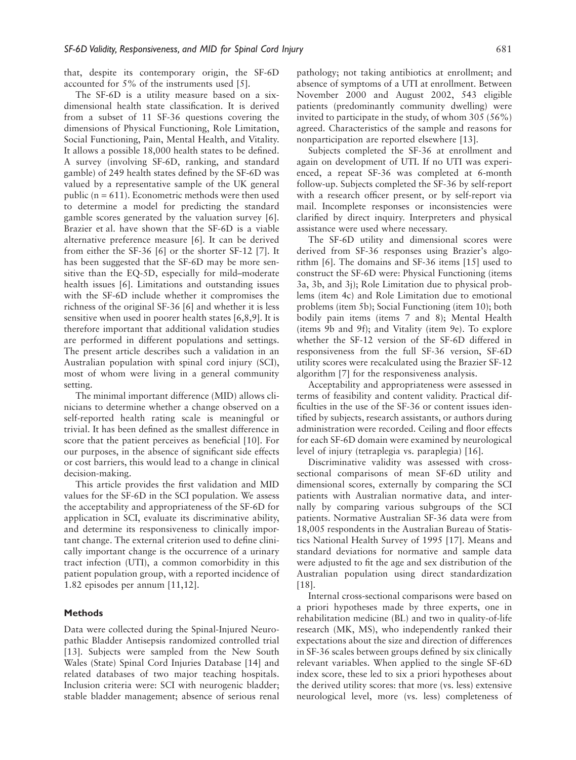that, despite its contemporary origin, the SF-6D accounted for 5% of the instruments used [5].

The SF-6D is a utility measure based on a six-dimensional health state classification. It is derived from a subset of 11 SF-36 questions covering the dimensions of Physical Functioning, Role Limitation, Social Functioning, Pain, Mental Health, and Vitality. It allows a possible 18,000 health states to be defined. A survey (involving SF-6D, ranking, and standard gamble) of 249 health states defined by the SF-6D was valued by a representative sample of the UK general public (n = 611). Econometric methods were then used to determine a model for predicting the standard gamble scores generated by the valuation survey [6]. Brazier et al. have shown that the SF-6D is a viable alternative preference measure [6]. It can be derived from either the SF-36 [6] or the shorter SF-12 [7]. It has been suggested that the SF-6D may be more sensitive than the EQ-5D, especially for mild–moderate health issues [6]. Limitations and outstanding issues with the SF-6D include whether it compromises the richness of the original SF-36 [6] and whether it is less sensitive when used in poorer health states [6,8,9]. It is therefore important that additional validation studies are performed in different populations and settings. The present article describes such a validation in an Australian population with spinal cord injury (SCI), most of whom were living in a general community setting.

The minimal important difference (MID) allows clinicians to determine whether a change observed on a self-reported health rating scale is meaningful or trivial. It has been defined as the smallest difference in score that the patient perceives as beneficial [10]. For our purposes, in the absence of significant side effects or cost barriers, this would lead to a change in clinical decision-making.

This article provides the first validation and MID values for the SF-6D in the SCI population. We assess the acceptability and appropriateness of the SF-6D for application in SCI, evaluate its discriminative ability, and determine its responsiveness to clinically important change. The external criterion used to define clinically important change is the occurrence of a urinary tract infection (UTI), a common comorbidity in this patient population group, with a reported incidence of 1.82 episodes per annum [11,12].

## Methods

Data were collected during the Spinal-Injured Neuropathic Bladder Antisepsis randomized controlled trial [13]. Subjects were sampled from the New South Wales (State) Spinal Cord Injuries Database [14] and related databases of two major teaching hospitals. Inclusion criteria were: SCI with neurogenic bladder; stable bladder management; absence of serious renal pathology; not taking antibiotics at enrollment; and absence of symptoms of a UTI at enrollment. Between November 2000 and August 2002, 543 eligible patients (predominantly community dwelling) were invited to participate in the study, of whom 305 (56%) agreed. Characteristics of the sample and reasons for nonparticipation are reported elsewhere [13].

Subjects completed the SF-36 at enrollment and again on development of UTI. If no UTI was experienced, a repeat SF-36 was completed at 6-month follow-up. Subjects completed the SF-36 by self-report with a research officer present, or by self-report via mail. Incomplete responses or inconsistencies were clarified by direct inquiry. Interpreters and physical assistance were used where necessary.

The SF-6D utility and dimensional scores were derived from SF-36 responses using Brazier's algorithm [6]. The domains and SF-36 items [15] used to construct the SF-6D were: Physical Functioning (items 3a, 3b, and 3j); Role Limitation due to physical problems (item 4c) and Role Limitation due to emotional problems (item 5b); Social Functioning (item 10); both bodily pain items (items 7 and 8); Mental Health (items 9b and 9f); and Vitality (item 9e). To explore whether the SF-12 version of the SF-6D differed in responsiveness from the full SF-36 version, SF-6D utility scores were recalculated using the Brazier SF-12 algorithm [7] for the responsiveness analysis.

Acceptability and appropriateness were assessed in terms of feasibility and content validity. Practical difficulties in the use of the SF-36 or content issues identified by subjects, research assistants, or authors during administration were recorded. Ceiling and floor effects for each SF-6D domain were examined by neurological level of injury (tetraplegia vs. paraplegia) [16].

Discriminative validity was assessed with cross-sectional comparisons of mean SF-6D utility and dimensional scores, externally by comparing the SCI patients with Australian normative data, and internally by comparing various subgroups of the SCI patients. Normative Australian SF-36 data were from 18,005 respondents in the Australian Bureau of Statistics National Health Survey of 1995 [17]. Means and standard deviations for normative and sample data were adjusted to fit the age and sex distribution of the Australian population using direct standardization [18].

Internal cross-sectional comparisons were based on a priori hypotheses made by three experts, one in rehabilitation medicine (BL) and two in quality-of-life research (MK, MS), who independently ranked their expectations about the size and direction of differences in SF-36 scales between groups defined by six clinically relevant variables. When applied to the single SF-6D index score, these led to six a priori hypotheses about the derived utility scores: that more (vs. less) extensive neurological level, more (vs. less) completeness of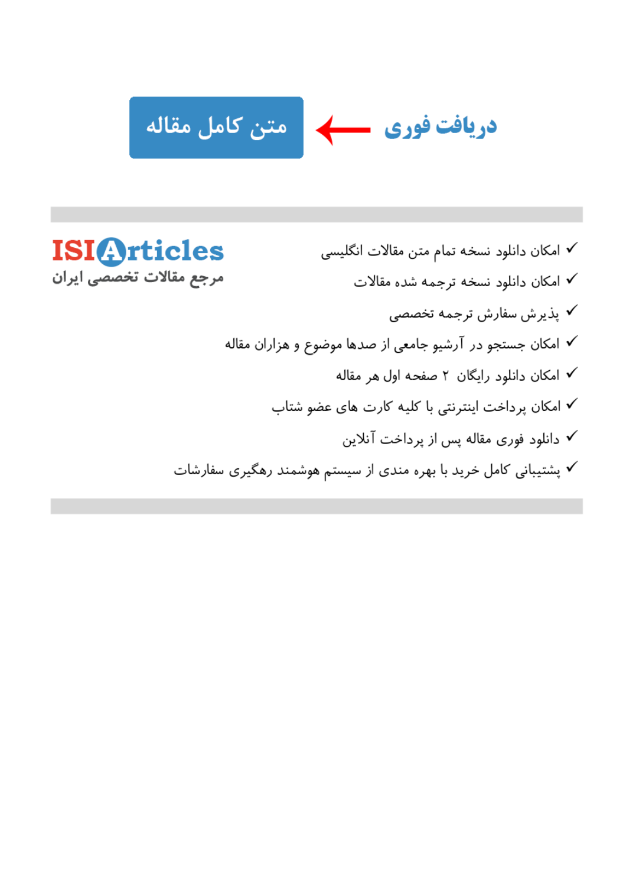دریافت فوری ← متن کامل مقاله

ISIArticles
مرجع مقالات تخصصی ایران

- ✓ امکان دانلود نسخه تمام متن مقالات انگلیسی
- ✓ امکان دانلود نسخه ترجمه شده مقالات
- ✓ پذیرش سفارش ترجمه تخصصی
- ✓ امکان جستجو در آرشیو جامعی از صدها موضوع و هزاران مقاله
- ✓ امکان دانلود رایگان ۲ صفحه اول هر مقاله
- ✓ امکان پرداخت اینترنتی با کلیه کارت های عضو شتاب
- ✓ دانلود فوری مقاله پس از پرداخت آنلاین
- ✓ پشتیبانی کامل خرید با بهره مندی از سیستم هوشمند رهگیری سفارشات